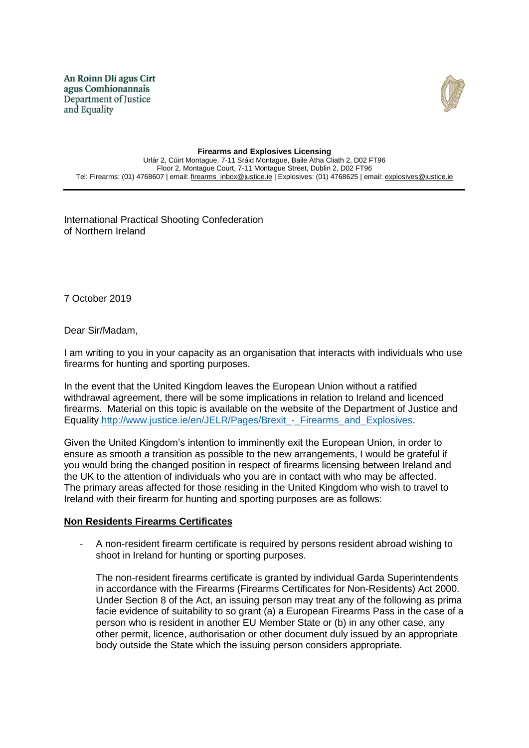An Roinn Dlí agus Cirt
agus Comhionannais
Department of Justice
and Equality

**Firearms and Explosives Licensing**
Urlár 2, Cúirt Montague, 7-11 Sráid Montague, Baile Átha Cliath 2, D02 FT96
Floor 2, Montague Court, 7-11 Montague Street, Dublin 2, D02 FT96
Tel: Firearms: (01) 4768607 | email: firearms_inbox@justice.ie | Explosives: (01) 4768625 | email: explosives@justice.ie

---

International Practical Shooting Confederation
of Northern Ireland

7 October 2019

Dear Sir/Madam,

I am writing to you in your capacity as an organisation that interacts with individuals who use firearms for hunting and sporting purposes.

In the event that the United Kingdom leaves the European Union without a ratified withdrawal agreement, there will be some implications in relation to Ireland and licenced firearms. Material on this topic is available on the website of the Department of Justice and Equality http://www.justice.ie/en/JELR/Pages/Brexit_-_Firearms_and_Explosives.

Given the United Kingdom's intention to imminently exit the European Union, in order to ensure as smooth a transition as possible to the new arrangements, I would be grateful if you would bring the changed position in respect of firearms licensing between Ireland and the UK to the attention of individuals who you are in contact with who may be affected. The primary areas affected for those residing in the United Kingdom who wish to travel to Ireland with their firearm for hunting and sporting purposes are as follows:

**Non Residents Firearms Certificates**

- A non-resident firearm certificate is required by persons resident abroad wishing to shoot in Ireland for hunting or sporting purposes.

  The non-resident firearms certificate is granted by individual Garda Superintendents in accordance with the Firearms (Firearms Certificates for Non-Residents) Act 2000. Under Section 8 of the Act, an issuing person may treat any of the following as prima facie evidence of suitability to so grant (a) a European Firearms Pass in the case of a person who is resident in another EU Member State or (b) in any other case, any other permit, licence, authorisation or other document duly issued by an appropriate body outside the State which the issuing person considers appropriate.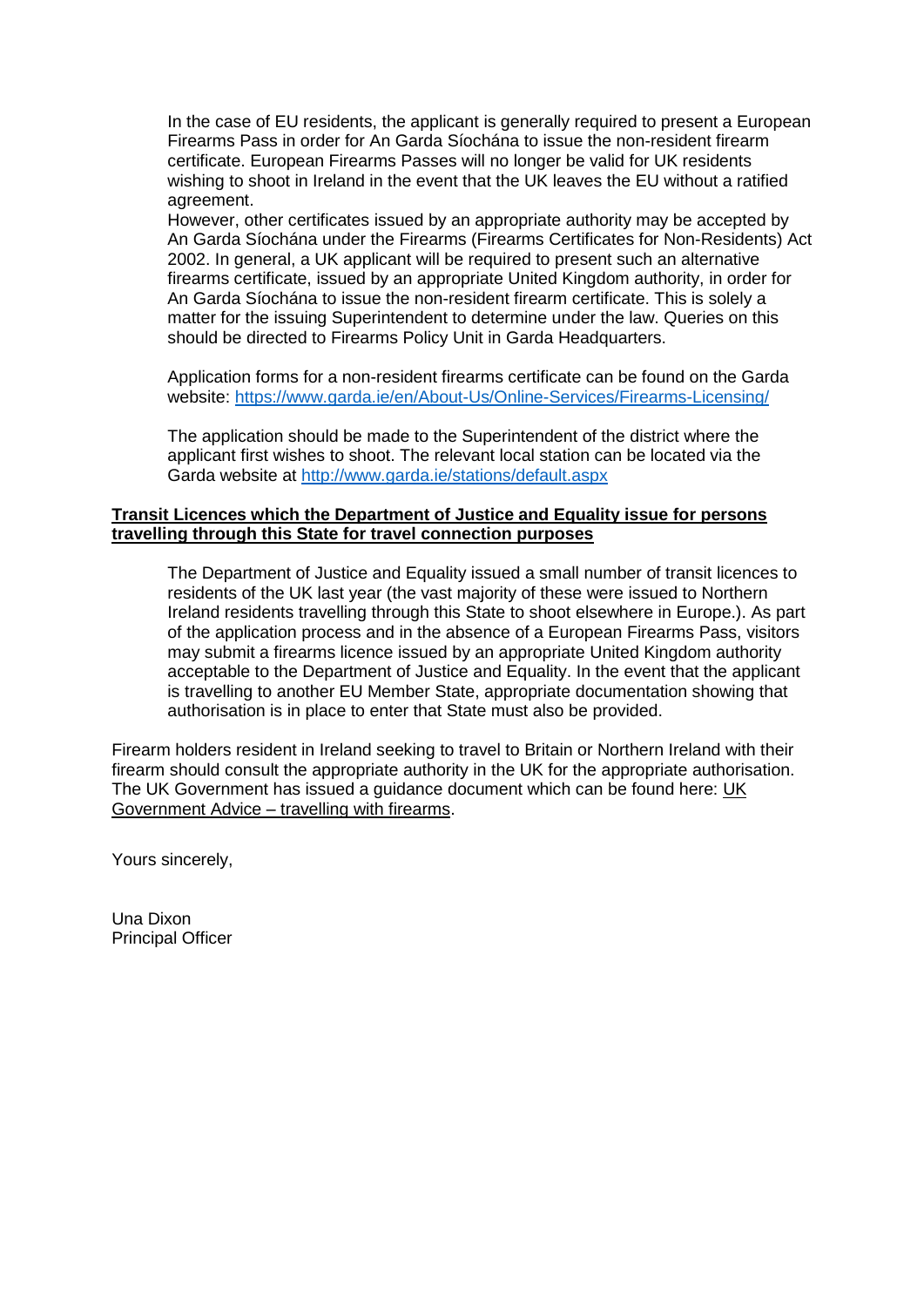In the case of EU residents, the applicant is generally required to present a European Firearms Pass in order for An Garda Síochána to issue the non-resident firearm certificate. European Firearms Passes will no longer be valid for UK residents wishing to shoot in Ireland in the event that the UK leaves the EU without a ratified agreement.
However, other certificates issued by an appropriate authority may be accepted by An Garda Síochána under the Firearms (Firearms Certificates for Non-Residents) Act 2002. In general, a UK applicant will be required to present such an alternative firearms certificate, issued by an appropriate United Kingdom authority, in order for An Garda Síochána to issue the non-resident firearm certificate. This is solely a matter for the issuing Superintendent to determine under the law. Queries on this should be directed to Firearms Policy Unit in Garda Headquarters.

Application forms for a non-resident firearms certificate can be found on the Garda website: https://www.garda.ie/en/About-Us/Online-Services/Firearms-Licensing/

The application should be made to the Superintendent of the district where the applicant first wishes to shoot. The relevant local station can be located via the Garda website at http://www.garda.ie/stations/default.aspx

**Transit Licences which the Department of Justice and Equality issue for persons travelling through this State for travel connection purposes**

The Department of Justice and Equality issued a small number of transit licences to residents of the UK last year (the vast majority of these were issued to Northern Ireland residents travelling through this State to shoot elsewhere in Europe.). As part of the application process and in the absence of a European Firearms Pass, visitors may submit a firearms licence issued by an appropriate United Kingdom authority acceptable to the Department of Justice and Equality. In the event that the applicant is travelling to another EU Member State, appropriate documentation showing that authorisation is in place to enter that State must also be provided.

Firearm holders resident in Ireland seeking to travel to Britain or Northern Ireland with their firearm should consult the appropriate authority in the UK for the appropriate authorisation. The UK Government has issued a guidance document which can be found here: UK Government Advice – travelling with firearms.

Yours sincerely,

Una Dixon
Principal Officer